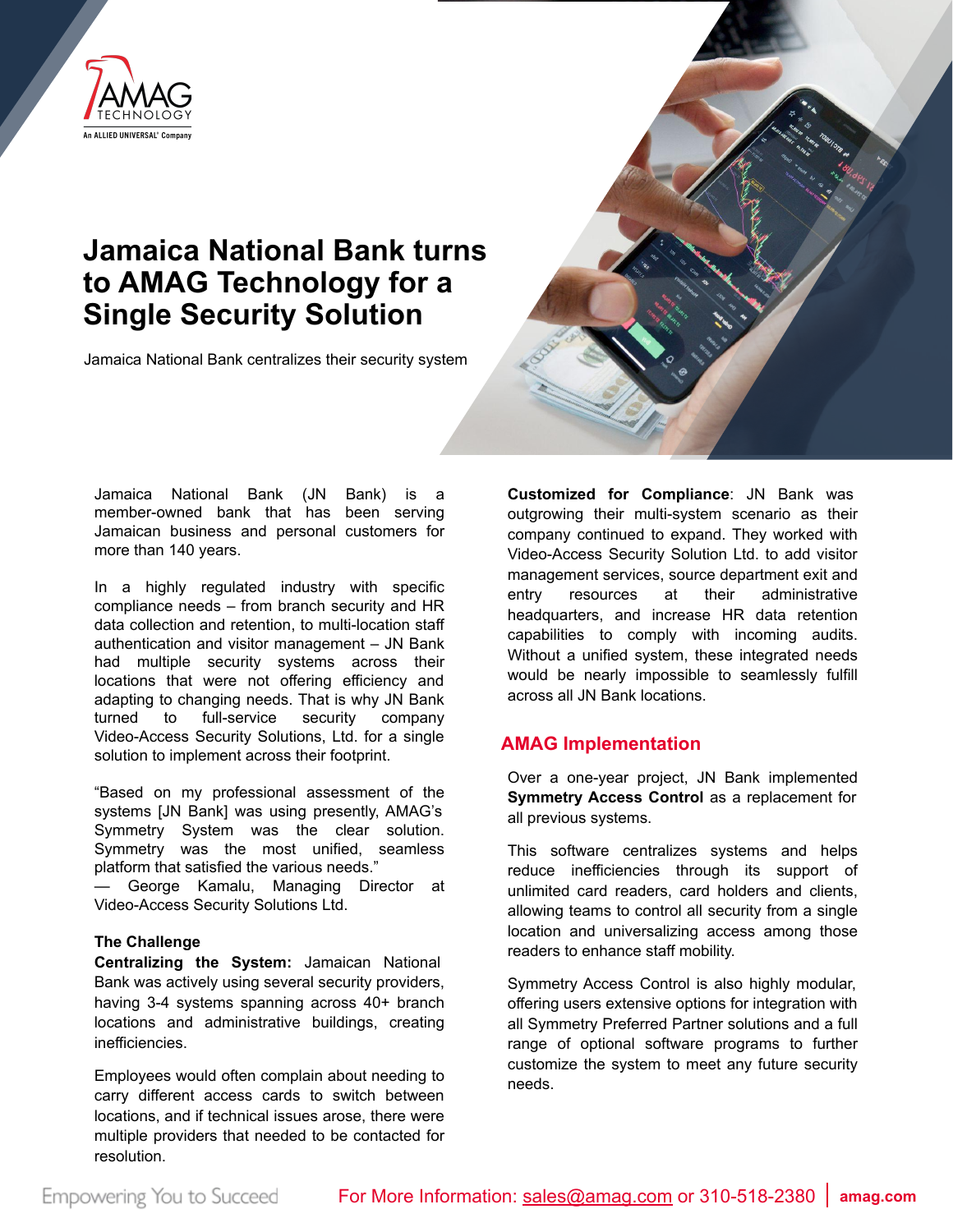# Jamaica National Bank turns to AMAG Technology for a Single Security Solution

Jamaica National Bank centralizes their security system

Jamaica National Bank (JN Bank) is a member-owned bank that has been serving Jamaican business and personal customers for more than 140 years.

In a highly regulated industry with specific compliance needs – from branch security and HR data collection and retention, to multi-location staff authentication and visitor management – JN Bank had multiple security systems across their locations that were not offering efficiency and adapting to changing needs. That is why JN Bank turned to full-service security company Video-Access Security Solutions, Ltd. for a single solution to implement across their footprint.

"Based on my professional assessment of the systems [JN Bank] was using presently, AMAG's Symmetry System was the clear solution. Symmetry was the most unified, seamless platform that satisfied the various needs."
— George Kamalu, Managing Director at Video-Access Security Solutions Ltd.

### The Challenge

**Centralizing the System:** Jamaican National Bank was actively using several security providers, having 3-4 systems spanning across 40+ branch locations and administrative buildings, creating inefficiencies.

Employees would often complain about needing to carry different access cards to switch between locations, and if technical issues arose, there were multiple providers that needed to be contacted for resolution.

**Customized for Compliance**: JN Bank was outgrowing their multi-system scenario as their company continued to expand. They worked with Video-Access Security Solution Ltd. to add visitor management services, source department exit and entry resources at their administrative headquarters, and increase HR data retention capabilities to comply with incoming audits. Without a unified system, these integrated needs would be nearly impossible to seamlessly fulfill across all JN Bank locations.

## AMAG Implementation

Over a one-year project, JN Bank implemented **Symmetry Access Control** as a replacement for all previous systems.

This software centralizes systems and helps reduce inefficiencies through its support of unlimited card readers, card holders and clients, allowing teams to control all security from a single location and universalizing access among those readers to enhance staff mobility.

Symmetry Access Control is also highly modular, offering users extensive options for integration with all Symmetry Preferred Partner solutions and a full range of optional software programs to further customize the system to meet any future security needs.

Empowering You to Succeed | For More Information: sales@amag.com or 310-518-2380 | amag.com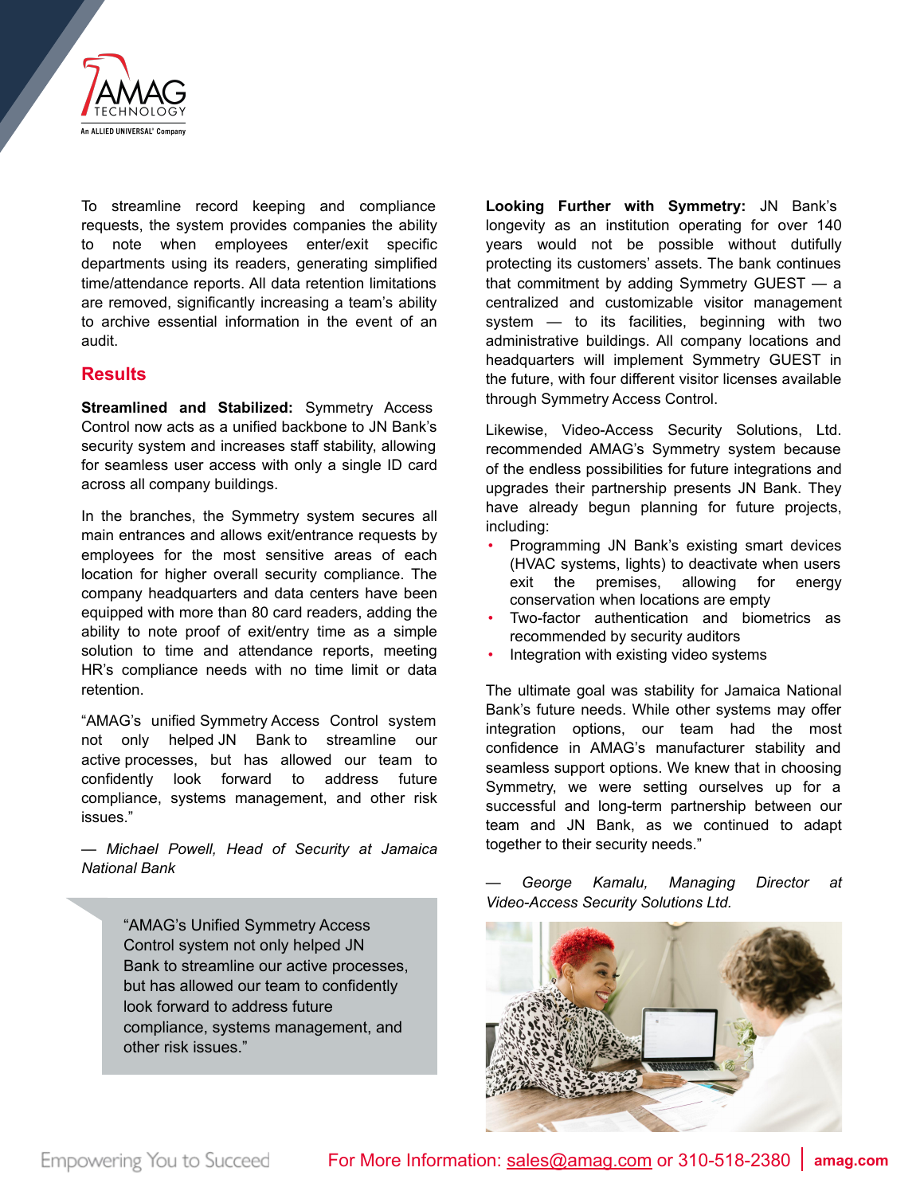To streamline record keeping and compliance requests, the system provides companies the ability to note when employees enter/exit specific departments using its readers, generating simplified time/attendance reports. All data retention limitations are removed, significantly increasing a team's ability to archive essential information in the event of an audit.

## Results

**Streamlined and Stabilized:** Symmetry Access Control now acts as a unified backbone to JN Bank's security system and increases staff stability, allowing for seamless user access with only a single ID card across all company buildings.

In the branches, the Symmetry system secures all main entrances and allows exit/entrance requests by employees for the most sensitive areas of each location for higher overall security compliance. The company headquarters and data centers have been equipped with more than 80 card readers, adding the ability to note proof of exit/entry time as a simple solution to time and attendance reports, meeting HR's compliance needs with no time limit or data retention.

"AMAG's unified Symmetry Access Control system not only helped JN Bank to streamline our active processes, but has allowed our team to confidently look forward to address future compliance, systems management, and other risk issues."

*— Michael Powell, Head of Security at Jamaica National Bank*

> "AMAG's Unified Symmetry Access Control system not only helped JN Bank to streamline our active processes, but has allowed our team to confidently look forward to address future compliance, systems management, and other risk issues."

**Looking Further with Symmetry:** JN Bank's longevity as an institution operating for over 140 years would not be possible without dutifully protecting its customers' assets. The bank continues that commitment by adding Symmetry GUEST — a centralized and customizable visitor management system — to its facilities, beginning with two administrative buildings. All company locations and headquarters will implement Symmetry GUEST in the future, with four different visitor licenses available through Symmetry Access Control.

Likewise, Video-Access Security Solutions, Ltd. recommended AMAG's Symmetry system because of the endless possibilities for future integrations and upgrades their partnership presents JN Bank. They have already begun planning for future projects, including:

- Programming JN Bank's existing smart devices (HVAC systems, lights) to deactivate when users exit the premises, allowing for energy conservation when locations are empty
- Two-factor authentication and biometrics as recommended by security auditors
- Integration with existing video systems

The ultimate goal was stability for Jamaica National Bank's future needs. While other systems may offer integration options, our team had the most confidence in AMAG's manufacturer stability and seamless support options. We knew that in choosing Symmetry, we were setting ourselves up for a successful and long-term partnership between our team and JN Bank, as we continued to adapt together to their security needs."

*— George Kamalu, Managing Director at Video-Access Security Solutions Ltd.*

Empowering You to Succeed

For More Information: sales@amag.com or 310-518-2380 | amag.com